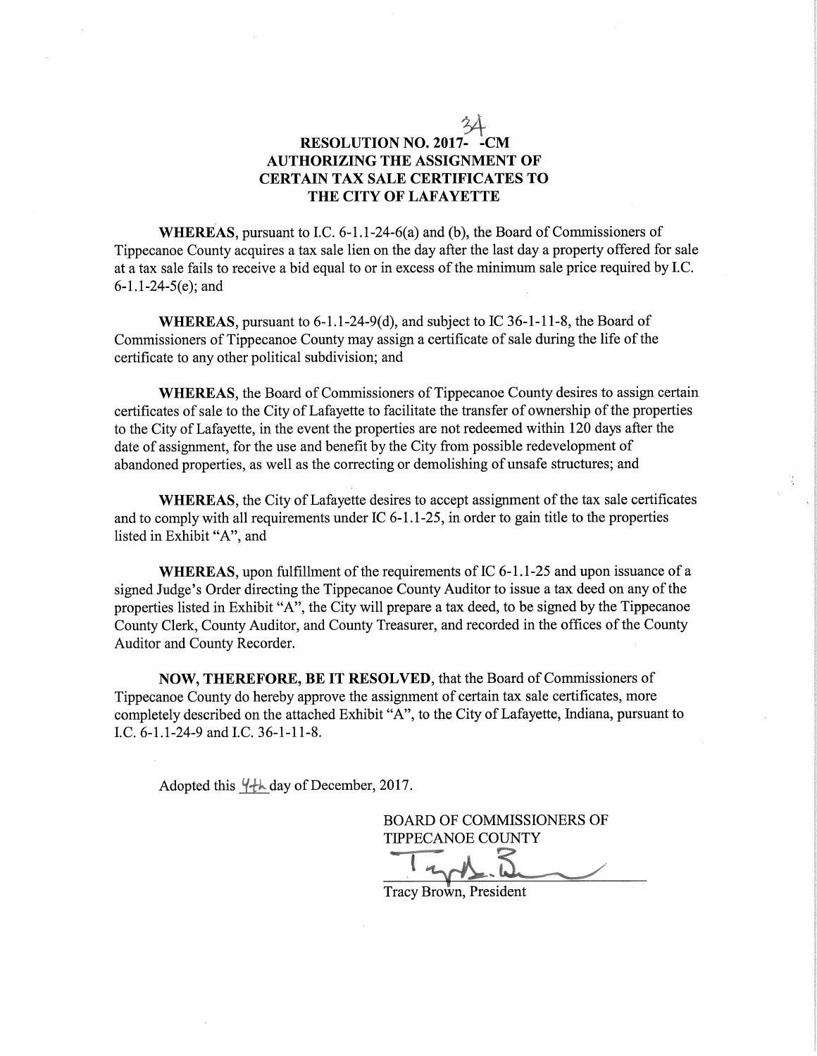# RESOLUTION NO. 2017-34-CM
# AUTHORIZING THE ASSIGNMENT OF CERTAIN TAX SALE CERTIFICATES TO THE CITY OF LAFAYETTE

**WHEREAS**, pursuant to I.C. 6-1.1-24-6(a) and (b), the Board of Commissioners of Tippecanoe County acquires a tax sale lien on the day after the last day a property offered for sale at a tax sale fails to receive a bid equal to or in excess of the minimum sale price required by I.C. 6-1.1-24-5(e); and

**WHEREAS**, pursuant to 6-1.1-24-9(d), and subject to IC 36-1-11-8, the Board of Commissioners of Tippecanoe County may assign a certificate of sale during the life of the certificate to any other political subdivision; and

**WHEREAS**, the Board of Commissioners of Tippecanoe County desires to assign certain certificates of sale to the City of Lafayette to facilitate the transfer of ownership of the properties to the City of Lafayette, in the event the properties are not redeemed within 120 days after the date of assignment, for the use and benefit by the City from possible redevelopment of abandoned properties, as well as the correcting or demolishing of unsafe structures; and

**WHEREAS**, the City of Lafayette desires to accept assignment of the tax sale certificates and to comply with all requirements under IC 6-1.1-25, in order to gain title to the properties listed in Exhibit "A", and

**WHEREAS**, upon fulfillment of the requirements of IC 6-1.1-25 and upon issuance of a signed Judge's Order directing the Tippecanoe County Auditor to issue a tax deed on any of the properties listed in Exhibit "A", the City will prepare a tax deed, to be signed by the Tippecanoe County Clerk, County Auditor, and County Treasurer, and recorded in the offices of the County Auditor and County Recorder.

**NOW, THEREFORE, BE IT RESOLVED**, that the Board of Commissioners of Tippecanoe County do hereby approve the assignment of certain tax sale certificates, more completely described on the attached Exhibit "A", to the City of Lafayette, Indiana, pursuant to I.C. 6-1.1-24-9 and I.C. 36-1-11-8.

Adopted this 4th day of December, 2017.

BOARD OF COMMISSIONERS OF TIPPECANOE COUNTY

Tracy Brown, President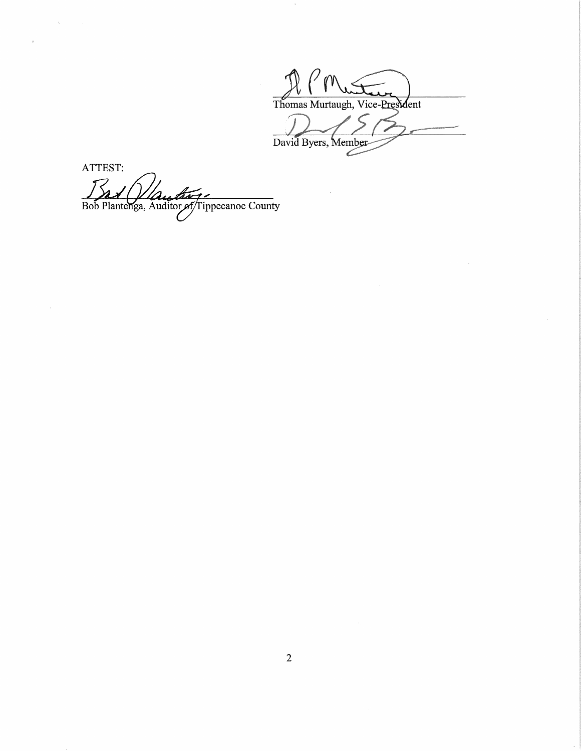Thomas Murtaugh, Vice-President

David Byers, Member

ATTEST:

Bob Plantenga, Auditor of Tippecanoe County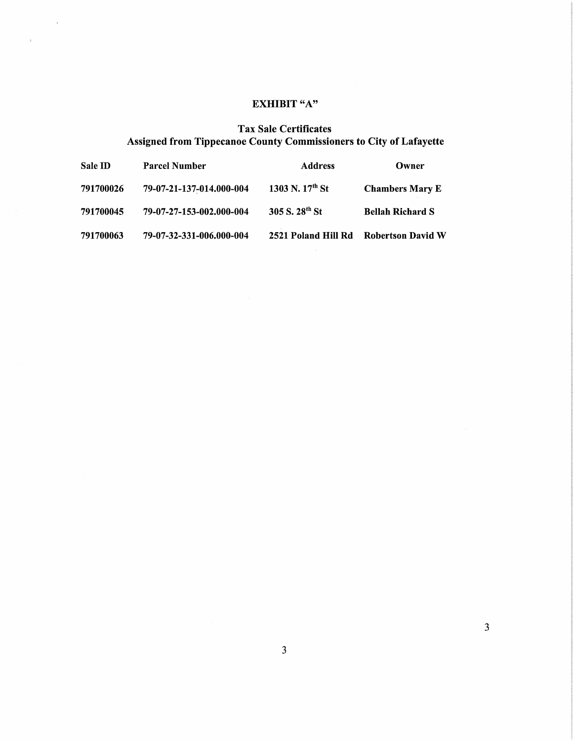# EXHIBIT "A"

## Tax Sale Certificates
## Assigned from Tippecanoe County Commissioners to City of Lafayette

| Sale ID | Parcel Number | Address | Owner |
| --- | --- | --- | --- |
| 791700026 | 79-07-21-137-014.000-004 | 1303 N. 17th St | Chambers Mary E |
| 791700045 | 79-07-27-153-002.000-004 | 305 S. 28th St | Bellah Richard S |
| 791700063 | 79-07-32-331-006.000-004 | 2521 Poland Hill Rd | Robertson David W |